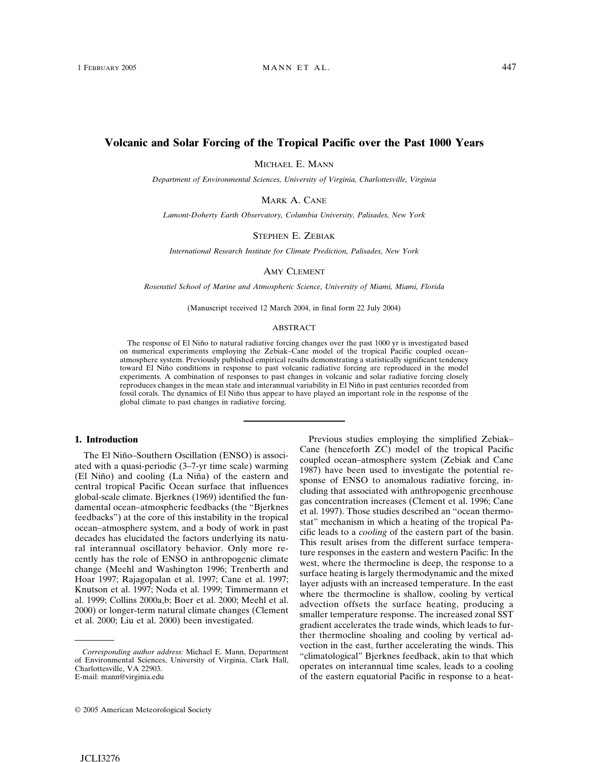# Volcanic and Solar Forcing of the Tropical Pacific over the Past 1000 Years

MICHAEL E. MANN

*Department of Environmental Sciences, University of Virginia, Charlottesville, Virginia*

MARK A. CANE

*Lamont-Doherty Earth Observatory, Columbia University, Palisades, New York*

STEPHEN E. ZEBIAK

*International Research Institute for Climate Prediction, Palisades, New York*

AMY CLEMENT

*Rosenstiel School of Marine and Atmospheric Science, University of Miami, Miami, Florida*

(Manuscript received 12 March 2004, in final form 22 July 2004)

## ABSTRACT

The response of El Niño to natural radiative forcing changes over the past 1000 yr is investigated based on numerical experiments employing the Zebiak–Cane model of the tropical Pacific coupled ocean–atmosphere system. Previously published empirical results demonstrating a statistically significant tendency toward El Niño conditions in response to past volcanic radiative forcing are reproduced in the model experiments. A combination of responses to past changes in volcanic and solar radiative forcing closely reproduces changes in the mean state and interannual variability in El Niño in past centuries recorded from fossil corals. The dynamics of El Niño thus appear to have played an important role in the response of the global climate to past changes in radiative forcing.

## 1. Introduction

The El Niño–Southern Oscillation (ENSO) is associated with a quasi-periodic (3–7-yr time scale) warming (El Niño) and cooling (La Niña) of the eastern and central tropical Pacific Ocean surface that influences global-scale climate. Bjerknes (1969) identified the fundamental ocean–atmospheric feedbacks (the "Bjerknes feedbacks") at the core of this instability in the tropical ocean–atmosphere system, and a body of work in past decades has elucidated the factors underlying its natural interannual oscillatory behavior. Only more recently has the role of ENSO in anthropogenic climate change (Meehl and Washington 1996; Trenberth and Hoar 1997; Rajagopalan et al. 1997; Cane et al. 1997; Knutson et al. 1997; Noda et al. 1999; Timmermann et al. 1999; Collins 2000a,b; Boer et al. 2000; Meehl et al. 2000) or longer-term natural climate changes (Clement et al. 2000; Liu et al. 2000) been investigated.

Previous studies employing the simplified Zebiak–Cane (henceforth ZC) model of the tropical Pacific coupled ocean–atmosphere system (Zebiak and Cane 1987) have been used to investigate the potential response of ENSO to anomalous radiative forcing, including that associated with anthropogenic greenhouse gas concentration increases (Clement et al. 1996; Cane et al. 1997). Those studies described an "ocean thermostat" mechanism in which a heating of the tropical Pacific leads to a *cooling* of the eastern part of the basin. This result arises from the different surface temperature responses in the eastern and western Pacific: In the west, where the thermocline is deep, the response to a surface heating is largely thermodynamic and the mixed layer adjusts with an increased temperature. In the east where the thermocline is shallow, cooling by vertical advection offsets the surface heating, producing a smaller temperature response. The increased zonal SST gradient accelerates the trade winds, which leads to further thermocline shoaling and cooling by vertical advection in the east, further accelerating the winds. This "climatological" Bjerknes feedback, akin to that which operates on interannual time scales, leads to a cooling of the eastern equatorial Pacific in response to a heat-

*Corresponding author address:* Michael E. Mann, Department of Environmental Sciences, University of Virginia, Clark Hall, Charlottesville, VA 22903.
E-mail: mann@virginia.edu

© 2005 American Meteorological Society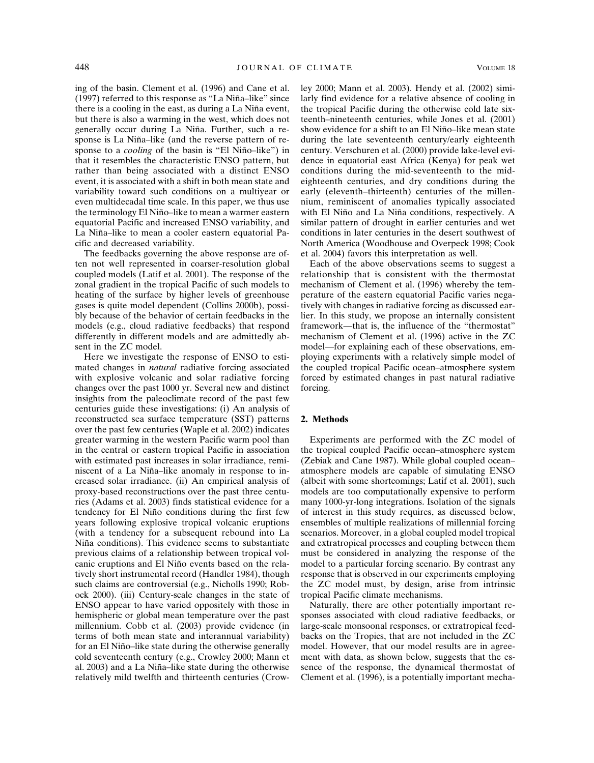ing of the basin. Clement et al. (1996) and Cane et al. (1997) referred to this response as "La Niña–like" since there is a cooling in the east, as during a La Niña event, but there is also a warming in the west, which does not generally occur during La Niña. Further, such a response is La Niña–like (and the reverse pattern of response to a *cooling* of the basin is "El Niño–like") in that it resembles the characteristic ENSO pattern, but rather than being associated with a distinct ENSO event, it is associated with a shift in both mean state and variability toward such conditions on a multiyear or even multidecadal time scale. In this paper, we thus use the terminology El Niño–like to mean a warmer eastern equatorial Pacific and increased ENSO variability, and La Niña–like to mean a cooler eastern equatorial Pacific and decreased variability.

The feedbacks governing the above response are often not well represented in coarser-resolution global coupled models (Latif et al. 2001). The response of the zonal gradient in the tropical Pacific of such models to heating of the surface by higher levels of greenhouse gases is quite model dependent (Collins 2000b), possibly because of the behavior of certain feedbacks in the models (e.g., cloud radiative feedbacks) that respond differently in different models and are admittedly absent in the ZC model.

Here we investigate the response of ENSO to estimated changes in *natural* radiative forcing associated with explosive volcanic and solar radiative forcing changes over the past 1000 yr. Several new and distinct insights from the paleoclimate record of the past few centuries guide these investigations: (i) An analysis of reconstructed sea surface temperature (SST) patterns over the past few centuries (Waple et al. 2002) indicates greater warming in the western Pacific warm pool than in the central or eastern tropical Pacific in association with estimated past increases in solar irradiance, reminiscent of a La Niña–like anomaly in response to increased solar irradiance. (ii) An empirical analysis of proxy-based reconstructions over the past three centuries (Adams et al. 2003) finds statistical evidence for a tendency for El Niño conditions during the first few years following explosive tropical volcanic eruptions (with a tendency for a subsequent rebound into La Niña conditions). This evidence seems to substantiate previous claims of a relationship between tropical volcanic eruptions and El Niño events based on the relatively short instrumental record (Handler 1984), though such claims are controversial (e.g., Nicholls 1990; Robock 2000). (iii) Century-scale changes in the state of ENSO appear to have varied oppositely with those in hemispheric or global mean temperature over the past millennium. Cobb et al. (2003) provide evidence (in terms of both mean state and interannual variability) for an El Niño–like state during the otherwise generally cold seventeenth century (e.g., Crowley 2000; Mann et al. 2003) and a La Niña–like state during the otherwise relatively mild twelfth and thirteenth centuries (Crowley 2000; Mann et al. 2003). Hendy et al. (2002) similarly find evidence for a relative absence of cooling in the tropical Pacific during the otherwise cold late sixteenth–nineteenth centuries, while Jones et al. (2001) show evidence for a shift to an El Niño–like mean state during the late seventeenth century/early eighteenth century. Verschuren et al. (2000) provide lake-level evidence in equatorial east Africa (Kenya) for peak wet conditions during the mid-seventeenth to the mid-eighteenth centuries, and dry conditions during the early (eleventh–thirteenth) centuries of the millennium, reminiscent of anomalies typically associated with El Niño and La Niña conditions, respectively. A similar pattern of drought in earlier centuries and wet conditions in later centuries in the desert southwest of North America (Woodhouse and Overpeck 1998; Cook et al. 2004) favors this interpretation as well.

Each of the above observations seems to suggest a relationship that is consistent with the thermostat mechanism of Clement et al. (1996) whereby the temperature of the eastern equatorial Pacific varies negatively with changes in radiative forcing as discussed earlier. In this study, we propose an internally consistent framework—that is, the influence of the "thermostat" mechanism of Clement et al. (1996) active in the ZC model—for explaining each of these observations, employing experiments with a relatively simple model of the coupled tropical Pacific ocean–atmosphere system forced by estimated changes in past natural radiative forcing.

## 2. Methods

Experiments are performed with the ZC model of the tropical coupled Pacific ocean–atmosphere system (Zebiak and Cane 1987). While global coupled ocean–atmosphere models are capable of simulating ENSO (albeit with some shortcomings; Latif et al. 2001), such models are too computationally expensive to perform many 1000-yr-long integrations. Isolation of the signals of interest in this study requires, as discussed below, ensembles of multiple realizations of millennial forcing scenarios. Moreover, in a global coupled model tropical and extratropical processes and coupling between them must be considered in analyzing the response of the model to a particular forcing scenario. By contrast any response that is observed in our experiments employing the ZC model must, by design, arise from intrinsic tropical Pacific climate mechanisms.

Naturally, there are other potentially important responses associated with cloud radiative feedbacks, or large-scale monsoonal responses, or extratropical feedbacks on the Tropics, that are not included in the ZC model. However, that our model results are in agreement with data, as shown below, suggests that the essence of the response, the dynamical thermostat of Clement et al. (1996), is a potentially important mecha-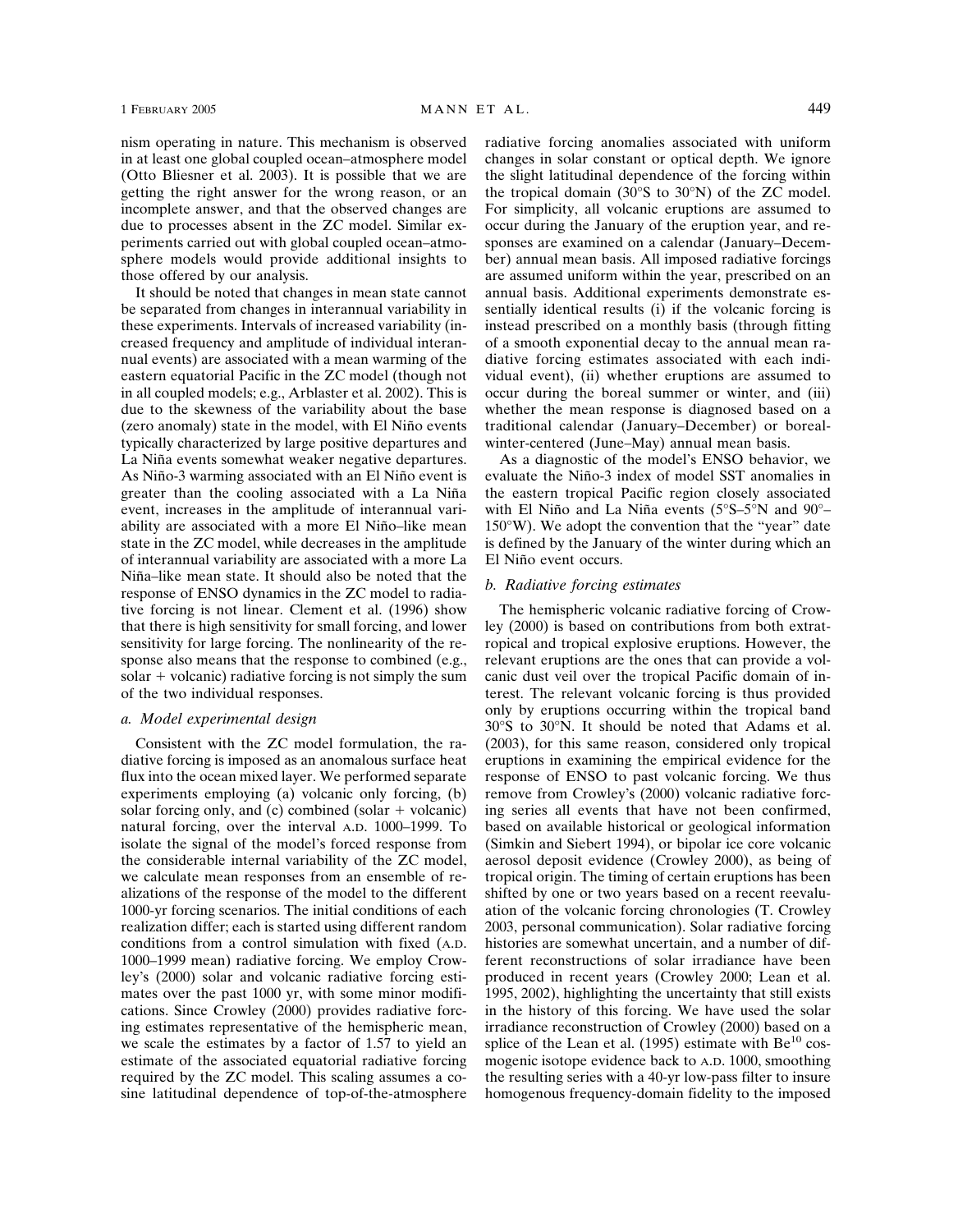nism operating in nature. This mechanism is observed in at least one global coupled ocean–atmosphere model (Otto Bliesner et al. 2003). It is possible that we are getting the right answer for the wrong reason, or an incomplete answer, and that the observed changes are due to processes absent in the ZC model. Similar experiments carried out with global coupled ocean–atmosphere models would provide additional insights to those offered by our analysis.

It should be noted that changes in mean state cannot be separated from changes in interannual variability in these experiments. Intervals of increased variability (increased frequency and amplitude of individual interannual events) are associated with a mean warming of the eastern equatorial Pacific in the ZC model (though not in all coupled models; e.g., Arblaster et al. 2002). This is due to the skewness of the variability about the base (zero anomaly) state in the model, with El Niño events typically characterized by large positive departures and La Niña events somewhat weaker negative departures. As Niño-3 warming associated with an El Niño event is greater than the cooling associated with a La Niña event, increases in the amplitude of interannual variability are associated with a more El Niño–like mean state in the ZC model, while decreases in the amplitude of interannual variability are associated with a more La Niña–like mean state. It should also be noted that the response of ENSO dynamics in the ZC model to radiative forcing is not linear. Clement et al. (1996) show that there is high sensitivity for small forcing, and lower sensitivity for large forcing. The nonlinearity of the response also means that the response to combined (e.g., solar + volcanic) radiative forcing is not simply the sum of the two individual responses.

### *a. Model experimental design*

Consistent with the ZC model formulation, the radiative forcing is imposed as an anomalous surface heat flux into the ocean mixed layer. We performed separate experiments employing (a) volcanic only forcing, (b) solar forcing only, and (c) combined (solar + volcanic) natural forcing, over the interval A.D. 1000–1999. To isolate the signal of the model's forced response from the considerable internal variability of the ZC model, we calculate mean responses from an ensemble of realizations of the response of the model to the different 1000-yr forcing scenarios. The initial conditions of each realization differ; each is started using different random conditions from a control simulation with fixed (A.D. 1000–1999 mean) radiative forcing. We employ Crowley's (2000) solar and volcanic radiative forcing estimates over the past 1000 yr, with some minor modifications. Since Crowley (2000) provides radiative forcing estimates representative of the hemispheric mean, we scale the estimates by a factor of 1.57 to yield an estimate of the associated equatorial radiative forcing required by the ZC model. This scaling assumes a cosine latitudinal dependence of top-of-the-atmosphere radiative forcing anomalies associated with uniform changes in solar constant or optical depth. We ignore the slight latitudinal dependence of the forcing within the tropical domain (30°S to 30°N) of the ZC model. For simplicity, all volcanic eruptions are assumed to occur during the January of the eruption year, and responses are examined on a calendar (January–December) annual mean basis. All imposed radiative forcings are assumed uniform within the year, prescribed on an annual basis. Additional experiments demonstrate essentially identical results (i) if the volcanic forcing is instead prescribed on a monthly basis (through fitting of a smooth exponential decay to the annual mean radiative forcing estimates associated with each individual event), (ii) whether eruptions are assumed to occur during the boreal summer or winter, and (iii) whether the mean response is diagnosed based on a traditional calendar (January–December) or boreal-winter-centered (June–May) annual mean basis.

As a diagnostic of the model's ENSO behavior, we evaluate the Niño-3 index of model SST anomalies in the eastern tropical Pacific region closely associated with El Niño and La Niña events (5°S–5°N and 90°–150°W). We adopt the convention that the "year" date is defined by the January of the winter during which an El Niño event occurs.

### *b. Radiative forcing estimates*

The hemispheric volcanic radiative forcing of Crowley (2000) is based on contributions from both extratropical and tropical explosive eruptions. However, the relevant eruptions are the ones that can provide a volcanic dust veil over the tropical Pacific domain of interest. The relevant volcanic forcing is thus provided only by eruptions occurring within the tropical band 30°S to 30°N. It should be noted that Adams et al. (2003), for this same reason, considered only tropical eruptions in examining the empirical evidence for the response of ENSO to past volcanic forcing. We thus remove from Crowley's (2000) volcanic radiative forcing series all events that have not been confirmed, based on available historical or geological information (Simkin and Siebert 1994), or bipolar ice core volcanic aerosol deposit evidence (Crowley 2000), as being of tropical origin. The timing of certain eruptions has been shifted by one or two years based on a recent reevaluation of the volcanic forcing chronologies (T. Crowley 2003, personal communication). Solar radiative forcing histories are somewhat uncertain, and a number of different reconstructions of solar irradiance have been produced in recent years (Crowley 2000; Lean et al. 1995, 2002), highlighting the uncertainty that still exists in the history of this forcing. We have used the solar irradiance reconstruction of Crowley (2000) based on a splice of the Lean et al. (1995) estimate with $Be^{10}$ cosmogenic isotope evidence back to A.D. 1000, smoothing the resulting series with a 40-yr low-pass filter to insure homogenous frequency-domain fidelity to the imposed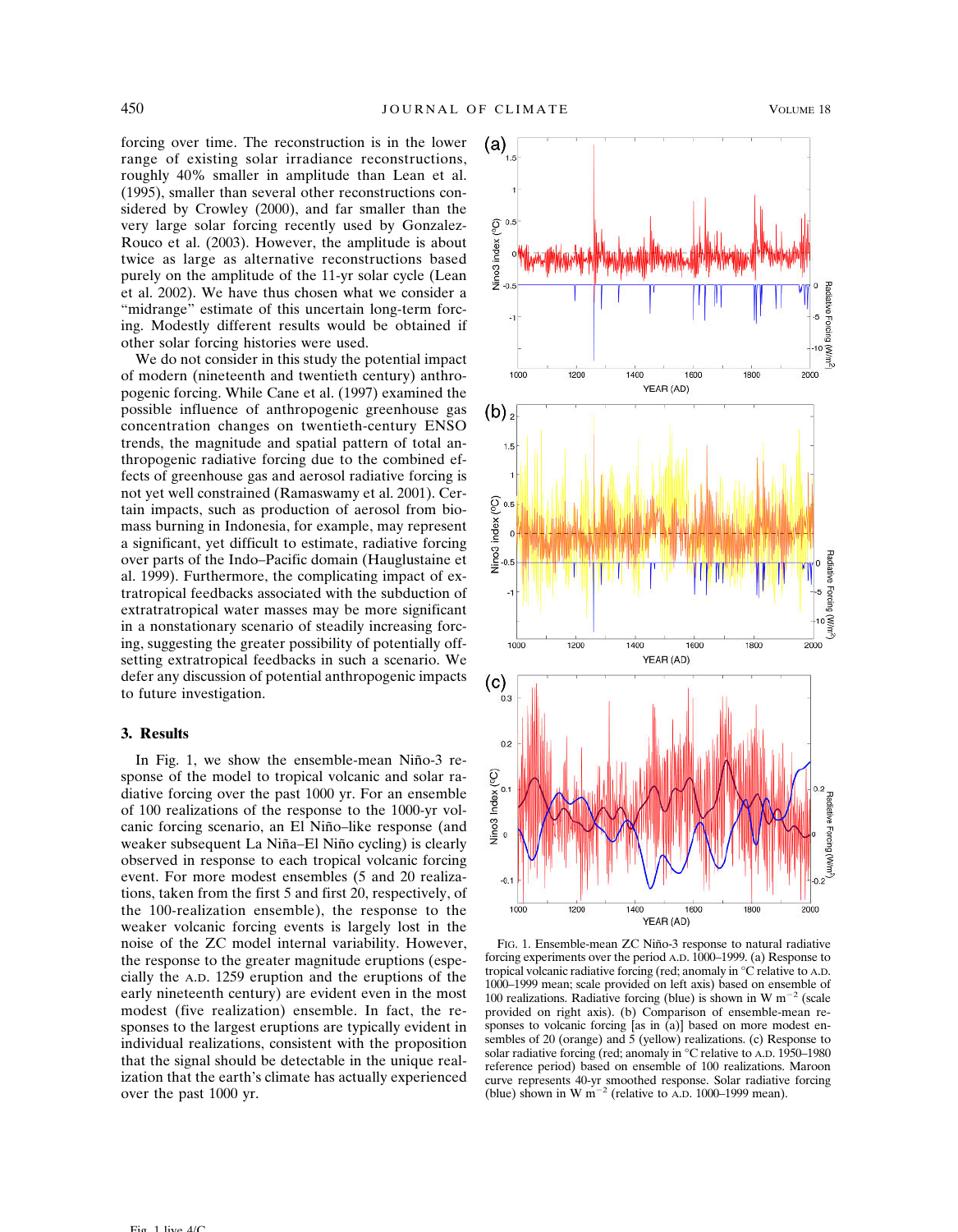forcing over time. The reconstruction is in the lower range of existing solar irradiance reconstructions, roughly 40% smaller in amplitude than Lean et al. (1995), smaller than several other reconstructions considered by Crowley (2000), and far smaller than the very large solar forcing recently used by Gonzalez-Rouco et al. (2003). However, the amplitude is about twice as large as alternative reconstructions based purely on the amplitude of the 11-yr solar cycle (Lean et al. 2002). We have thus chosen what we consider a "midrange" estimate of this uncertain long-term forcing. Modestly different results would be obtained if other solar forcing histories were used.

We do not consider in this study the potential impact of modern (nineteenth and twentieth century) anthropogenic forcing. While Cane et al. (1997) examined the possible influence of anthropogenic greenhouse gas concentration changes on twentieth-century ENSO trends, the magnitude and spatial pattern of total anthropogenic radiative forcing due to the combined effects of greenhouse gas and aerosol radiative forcing is not yet well constrained (Ramaswamy et al. 2001). Certain impacts, such as production of aerosol from biomass burning in Indonesia, for example, may represent a significant, yet difficult to estimate, radiative forcing over parts of the Indo–Pacific domain (Hauglustaine et al. 1999). Furthermore, the complicating impact of extratropical feedbacks associated with the subduction of extratropical water masses may be more significant in a nonstationary scenario of steadily increasing forcing, suggesting the greater possibility of potentially offsetting extratropical feedbacks in such a scenario. We defer any discussion of potential anthropogenic impacts to future investigation.

## 3. Results

In Fig. 1, we show the ensemble-mean Niño-3 response of the model to tropical volcanic and solar radiative forcing over the past 1000 yr. For an ensemble of 100 realizations of the response to the 1000-yr volcanic forcing scenario, an El Niño–like response (and weaker subsequent La Niña–El Niño cycling) is clearly observed in response to each tropical volcanic forcing event. For more modest ensembles (5 and 20 realizations, taken from the first 5 and first 20, respectively, of the 100-realization ensemble), the response to the weaker volcanic forcing events is largely lost in the noise of the ZC model internal variability. However, the response to the greater magnitude eruptions (especially the A.D. 1259 eruption and the eruptions of the early nineteenth century) are evident even in the most modest (five realization) ensemble. In fact, the responses to the largest eruptions are typically evident in individual realizations, consistent with the proposition that the signal should be detectable in the unique realization that the earth's climate has actually experienced over the past 1000 yr.

FIG. 1. Ensemble-mean ZC Niño-3 response to natural radiative forcing experiments over the period A.D. 1000–1999. (a) Response to tropical volcanic radiative forcing (red; anomaly in °C relative to A.D. 1000–1999 mean; scale provided on left axis) based on ensemble of 100 realizations. Radiative forcing (blue) is shown in W m$^{-2}$ (scale provided on right axis). (b) Comparison of ensemble-mean responses to volcanic forcing [as in (a)] based on more modest ensembles of 20 (orange) and 5 (yellow) realizations. (c) Response to solar radiative forcing (red; anomaly in °C relative to A.D. 1950–1980 reference period) based on ensemble of 100 realizations. Maroon curve represents 40-yr smoothed response. Solar radiative forcing (blue) shown in W m$^{-2}$ (relative to A.D. 1000–1999 mean).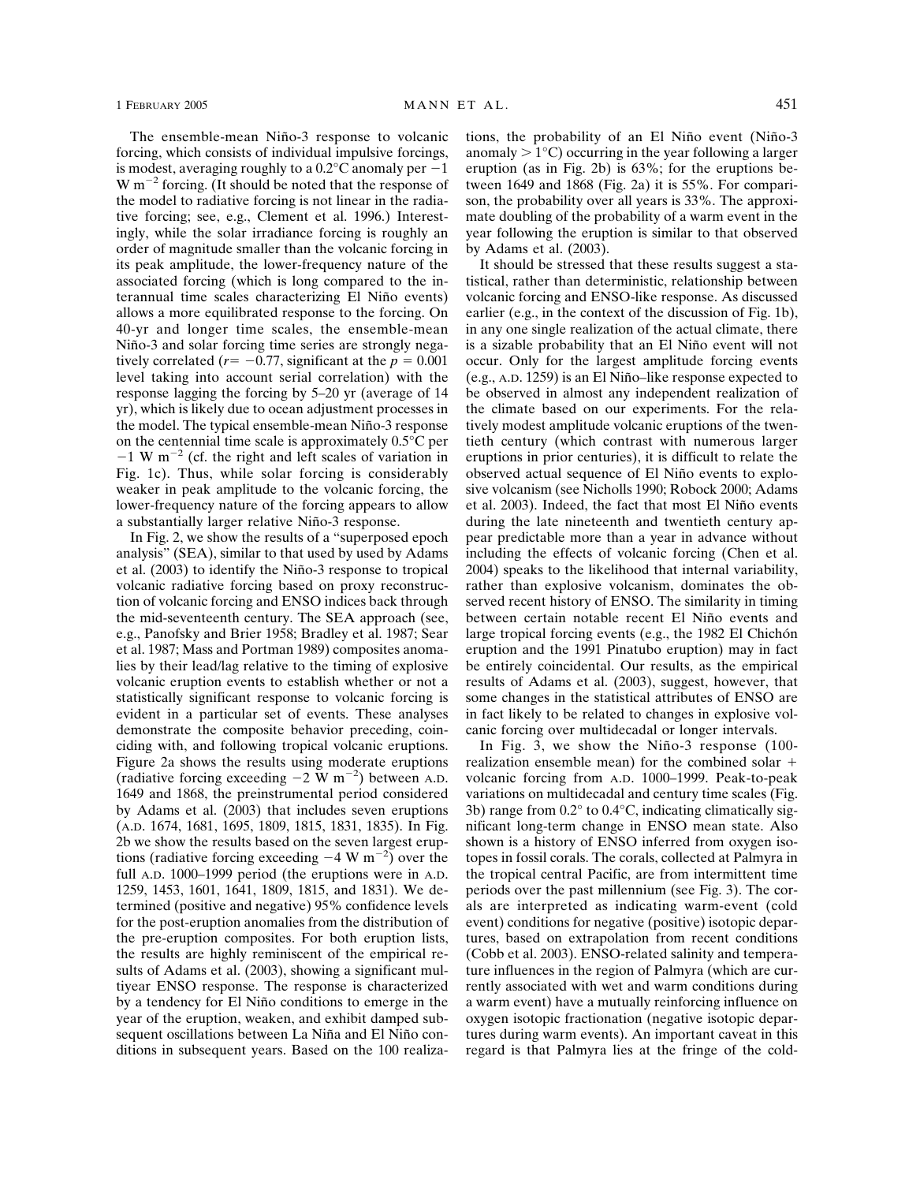The ensemble-mean Niño-3 response to volcanic forcing, which consists of individual impulsive forcings, is modest, averaging roughly to a 0.2°C anomaly per $-1$ W m$^{-2}$ forcing. (It should be noted that the response of the model to radiative forcing is not linear in the radiative forcing; see, e.g., Clement et al. 1996.) Interestingly, while the solar irradiance forcing is roughly an order of magnitude smaller than the volcanic forcing in its peak amplitude, the lower-frequency nature of the associated forcing (which is long compared to the interannual time scales characterizing El Niño events) allows a more equilibrated response to the forcing. On 40-yr and longer time scales, the ensemble-mean Niño-3 and solar forcing time series are strongly negatively correlated ($r = -0.77$, significant at the $p = 0.001$ level taking into account serial correlation) with the response lagging the forcing by 5–20 yr (average of 14 yr), which is likely due to ocean adjustment processes in the model. The typical ensemble-mean Niño-3 response on the centennial time scale is approximately 0.5°C per $-1$ W m$^{-2}$ (cf. the right and left scales of variation in Fig. 1c). Thus, while solar forcing is considerably weaker in peak amplitude to the volcanic forcing, the lower-frequency nature of the forcing appears to allow a substantially larger relative Niño-3 response.

In Fig. 2, we show the results of a "superposed epoch analysis" (SEA), similar to that used by used by Adams et al. (2003) to identify the Niño-3 response to tropical volcanic radiative forcing based on proxy reconstruction of volcanic forcing and ENSO indices back through the mid-seventeenth century. The SEA approach (see, e.g., Panofsky and Brier 1958; Bradley et al. 1987; Sear et al. 1987; Mass and Portman 1989) composites anomalies by their lead/lag relative to the timing of explosive volcanic eruption events to establish whether or not a statistically significant response to volcanic forcing is evident in a particular set of events. These analyses demonstrate the composite behavior preceding, coinciding with, and following tropical volcanic eruptions. Figure 2a shows the results using moderate eruptions (radiative forcing exceeding $-2$ W m$^{-2}$) between A.D. 1649 and 1868, the preinstrumental period considered by Adams et al. (2003) that includes seven eruptions (A.D. 1674, 1681, 1695, 1809, 1815, 1831, 1835). In Fig. 2b we show the results based on the seven largest eruptions (radiative forcing exceeding $-4$ W m$^{-2}$) over the full A.D. 1000–1999 period (the eruptions were in A.D. 1259, 1453, 1601, 1641, 1809, 1815, and 1831). We determined (positive and negative) 95% confidence levels for the post-eruption anomalies from the distribution of the pre-eruption composites. For both eruption lists, the results are highly reminiscent of the empirical results of Adams et al. (2003), showing a significant multiyear ENSO response. The response is characterized by a tendency for El Niño conditions to emerge in the year of the eruption, weaken, and exhibit damped subsequent oscillations between La Niña and El Niño conditions in subsequent years. Based on the 100 realizations, the probability of an El Niño event (Niño-3 anomaly $> 1$°C) occurring in the year following a larger eruption (as in Fig. 2b) is 63%; for the eruptions between 1649 and 1868 (Fig. 2a) it is 55%. For comparison, the probability over all years is 33%. The approximate doubling of the probability of a warm event in the year following the eruption is similar to that observed by Adams et al. (2003).

It should be stressed that these results suggest a statistical, rather than deterministic, relationship between volcanic forcing and ENSO-like response. As discussed earlier (e.g., in the context of the discussion of Fig. 1b), in any one single realization of the actual climate, there is a sizable probability that an El Niño event will not occur. Only for the largest amplitude forcing events (e.g., A.D. 1259) is an El Niño–like response expected to be observed in almost any independent realization of the climate based on our experiments. For the relatively modest amplitude volcanic eruptions of the twentieth century (which contrast with numerous larger eruptions in prior centuries), it is difficult to relate the observed actual sequence of El Niño events to explosive volcanism (see Nicholls 1990; Robock 2000; Adams et al. 2003). Indeed, the fact that most El Niño events during the late nineteenth and twentieth century appear predictable more than a year in advance without including the effects of volcanic forcing (Chen et al. 2004) speaks to the likelihood that internal variability, rather than explosive volcanism, dominates the observed recent history of ENSO. The similarity in timing between certain notable recent El Niño events and large tropical forcing events (e.g., the 1982 El Chichón eruption and the 1991 Pinatubo eruption) may in fact be entirely coincidental. Our results, as the empirical results of Adams et al. (2003), suggest, however, that some changes in the statistical attributes of ENSO are in fact likely to be related to changes in explosive volcanic forcing over multidecadal or longer intervals.

In Fig. 3, we show the Niño-3 response (100-realization ensemble mean) for the combined solar + volcanic forcing from A.D. 1000–1999. Peak-to-peak variations on multidecadal and century time scales (Fig. 3b) range from 0.2° to 0.4°C, indicating climatically significant long-term change in ENSO mean state. Also shown is a history of ENSO inferred from oxygen isotopes in fossil corals. The corals, collected at Palmyra in the tropical central Pacific, are from intermittent time periods over the past millennium (see Fig. 3). The corals are interpreted as indicating warm-event (cold event) conditions for negative (positive) isotopic departures, based on extrapolation from recent conditions (Cobb et al. 2003). ENSO-related salinity and temperature influences in the region of Palmyra (which are currently associated with wet and warm conditions during a warm event) have a mutually reinforcing influence on oxygen isotopic fractionation (negative isotopic departures during warm events). An important caveat in this regard is that Palmyra lies at the fringe of the cold-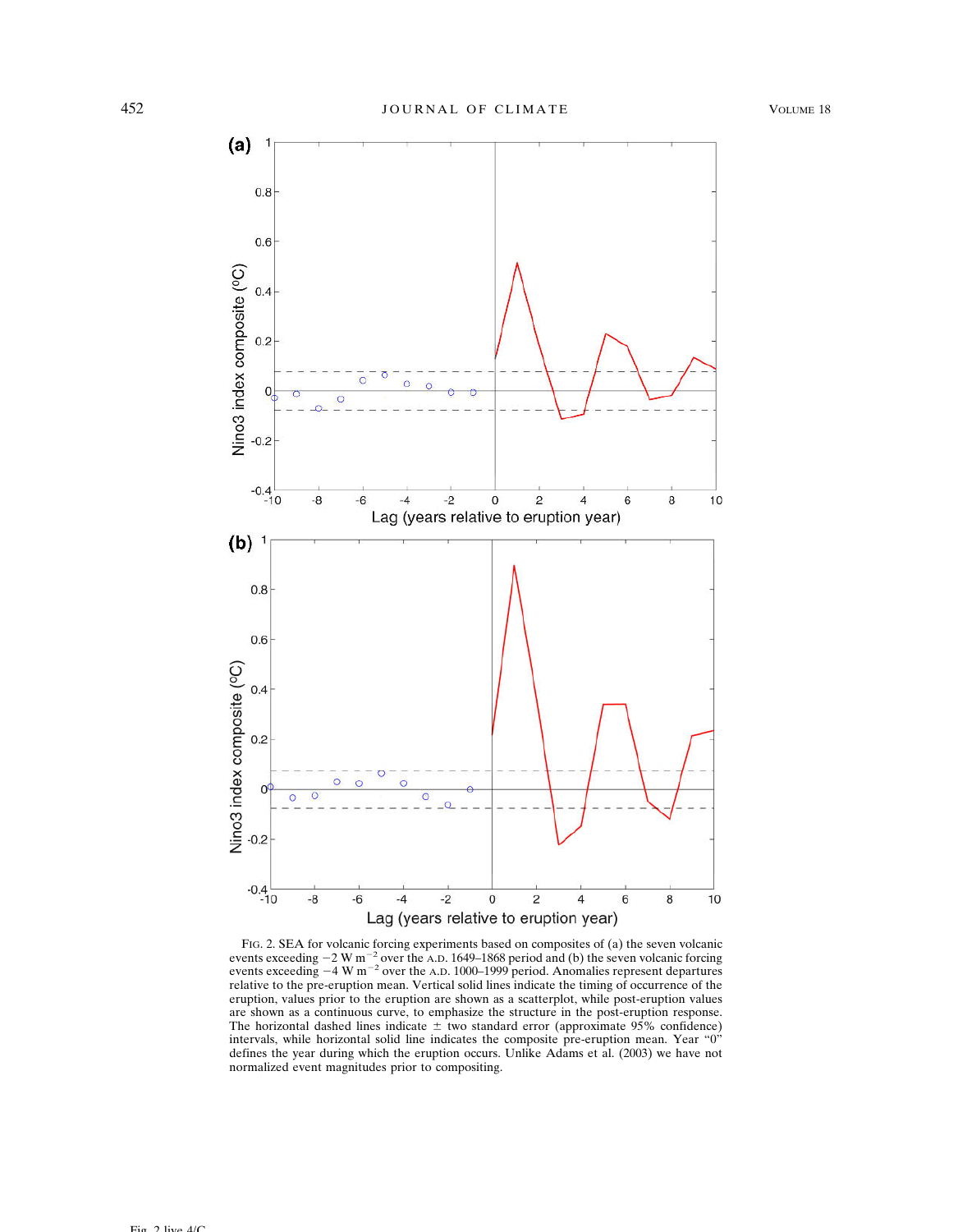FIG. 2. SEA for volcanic forcing experiments based on composites of (a) the seven volcanic events exceeding $-2$ W m$^{-2}$ over the A.D. 1649–1868 period and (b) the seven volcanic forcing events exceeding $-4$ W m$^{-2}$ over the A.D. 1000–1999 period. Anomalies represent departures relative to the pre-eruption mean. Vertical solid lines indicate the timing of occurrence of the eruption, values prior to the eruption are shown as a scatterplot, while post-eruption values are shown as a continuous curve, to emphasize the structure in the post-eruption response. The horizontal dashed lines indicate $\pm$ two standard error (approximate 95% confidence) intervals, while horizontal solid line indicates the composite pre-eruption mean. Year "0" defines the year during which the eruption occurs. Unlike Adams et al. (2003) we have not normalized event magnitudes prior to compositing.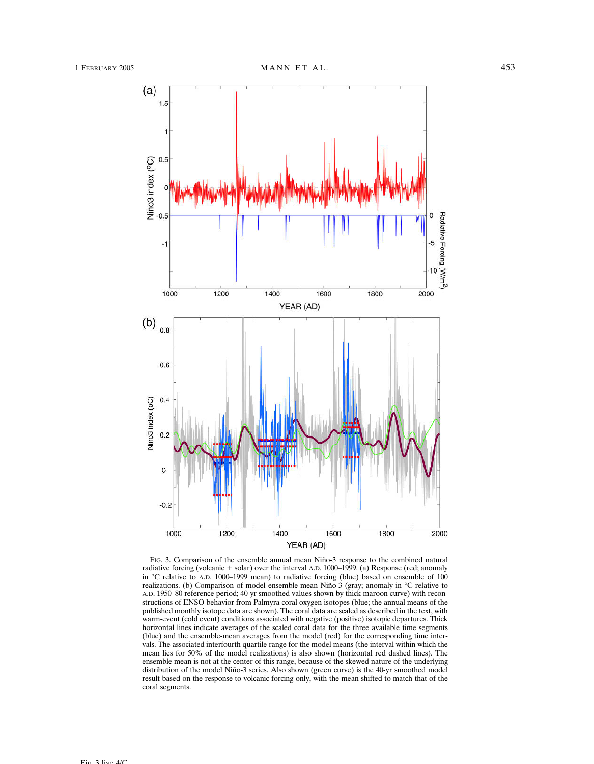FIG. 3. Comparison of the ensemble annual mean Niño-3 response to the combined natural radiative forcing (volcanic + solar) over the interval A.D. 1000–1999. (a) Response (red; anomaly in °C relative to A.D. 1000–1999 mean) to radiative forcing (blue) based on ensemble of 100 realizations. (b) Comparison of model ensemble-mean Niño-3 (gray; anomaly in °C relative to A.D. 1950–80 reference period; 40-yr smoothed values shown by thick maroon curve) with reconstructions of ENSO behavior from Palmyra coral oxygen isotopes (blue; the annual means of the published monthly isotope data are shown). The coral data are scaled as described in the text, with warm-event (cold event) conditions associated with negative (positive) isotopic departures. Thick horizontal lines indicate averages of the scaled coral data for the three available time segments (blue) and the ensemble-mean averages from the model (red) for the corresponding time intervals. The associated interfourth quartile range for the model means (the interval within which the mean lies for 50% of the model realizations) is also shown (horizontal red dashed lines). The ensemble mean is not at the center of this range, because of the skewed nature of the underlying distribution of the model Niño-3 series. Also shown (green curve) is the 40-yr smoothed model result based on the response to volcanic forcing only, with the mean shifted to match that of the coral segments.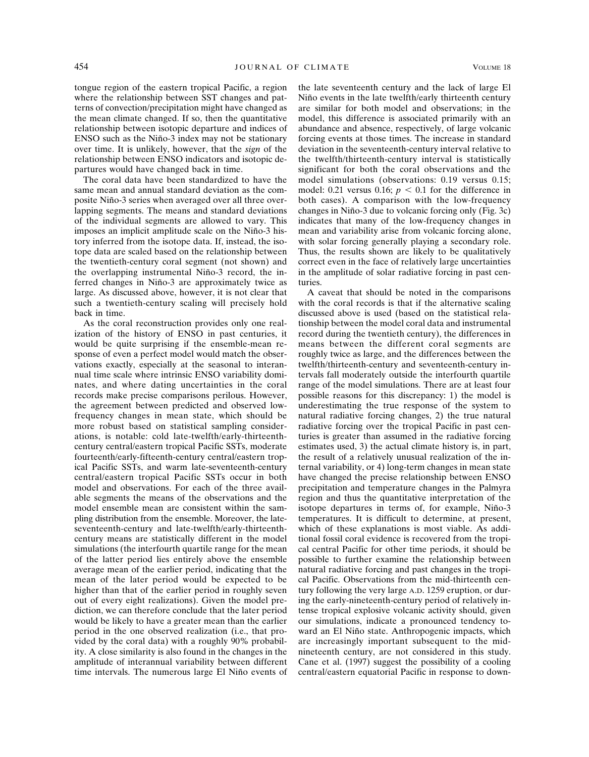tongue region of the eastern tropical Pacific, a region where the relationship between SST changes and patterns of convection/precipitation might have changed as the mean climate changed. If so, then the quantitative relationship between isotopic departure and indices of ENSO such as the Niño-3 index may not be stationary over time. It is unlikely, however, that the *sign* of the relationship between ENSO indicators and isotopic departures would have changed back in time.

The coral data have been standardized to have the same mean and annual standard deviation as the composite Niño-3 series when averaged over all three overlapping segments. The means and standard deviations of the individual segments are allowed to vary. This imposes an implicit amplitude scale on the Niño-3 history inferred from the isotope data. If, instead, the isotope data are scaled based on the relationship between the twentieth-century coral segment (not shown) and the overlapping instrumental Niño-3 record, the inferred changes in Niño-3 are approximately twice as large. As discussed above, however, it is not clear that such a twentieth-century scaling will precisely hold back in time.

As the coral reconstruction provides only one realization of the history of ENSO in past centuries, it would be quite surprising if the ensemble-mean response of even a perfect model would match the observations exactly, especially at the seasonal to interannual time scale where intrinsic ENSO variability dominates, and where dating uncertainties in the coral records make precise comparisons perilous. However, the agreement between predicted and observed low-frequency changes in mean state, which should be more robust based on statistical sampling considerations, is notable: cold late-twelfth/early-thirteenth-century central/eastern tropical Pacific SSTs, moderate fourteenth/early-fifteenth-century central/eastern tropical Pacific SSTs, and warm late-seventeenth-century central/eastern tropical Pacific SSTs occur in both model and observations. For each of the three available segments the means of the observations and the model ensemble mean are consistent within the sampling distribution from the ensemble. Moreover, the late-seventeenth-century and late-twelfth/early-thirteenth-century means are statistically different in the model simulations (the interfourth quartile range for the mean of the latter period lies entirely above the ensemble average mean of the earlier period, indicating that the mean of the later period would be expected to be higher than that of the earlier period in roughly seven out of every eight realizations). Given the model prediction, we can therefore conclude that the later period would be likely to have a greater mean than the earlier period in the one observed realization (i.e., that provided by the coral data) with a roughly 90% probability. A close similarity is also found in the changes in the amplitude of interannual variability between different time intervals. The numerous large El Niño events of the late seventeenth century and the lack of large El Niño events in the late twelfth/early thirteenth century are similar for both model and observations; in the model, this difference is associated primarily with an abundance and absence, respectively, of large volcanic forcing events at those times. The increase in standard deviation in the seventeenth-century interval relative to the twelfth/thirteenth-century interval is statistically significant for both the coral observations and the model simulations (observations: 0.19 versus 0.15; model: 0.21 versus 0.16; $p < 0.1$ for the difference in both cases). A comparison with the low-frequency changes in Niño-3 due to volcanic forcing only (Fig. 3c) indicates that many of the low-frequency changes in mean and variability arise from volcanic forcing alone, with solar forcing generally playing a secondary role. Thus, the results shown are likely to be qualitatively correct even in the face of relatively large uncertainties in the amplitude of solar radiative forcing in past centuries.

A caveat that should be noted in the comparisons with the coral records is that if the alternative scaling discussed above is used (based on the statistical relationship between the model coral data and instrumental record during the twentieth century), the differences in means between the different coral segments are roughly twice as large, and the differences between the twelfth/thirteenth-century and seventeenth-century intervals fall moderately outside the interfourth quartile range of the model simulations. There are at least four possible reasons for this discrepancy: 1) the model is underestimating the true response of the system to natural radiative forcing changes, 2) the true natural radiative forcing over the tropical Pacific in past centuries is greater than assumed in the radiative forcing estimates used, 3) the actual climate history is, in part, the result of a relatively unusual realization of the internal variability, or 4) long-term changes in mean state have changed the precise relationship between ENSO precipitation and temperature changes in the Palmyra region and thus the quantitative interpretation of the isotope departures in terms of, for example, Niño-3 temperatures. It is difficult to determine, at present, which of these explanations is most viable. As additional fossil coral evidence is recovered from the tropical central Pacific for other time periods, it should be possible to further examine the relationship between natural radiative forcing and past changes in the tropical Pacific. Observations from the mid-thirteenth century following the very large A.D. 1259 eruption, or during the early-nineteenth-century period of relatively intense tropical explosive volcanic activity should, given our simulations, indicate a pronounced tendency toward an El Niño state. Anthropogenic impacts, which are increasingly important subsequent to the mid-nineteenth century, are not considered in this study. Cane et al. (1997) suggest the possibility of a cooling central/eastern equatorial Pacific in response to down-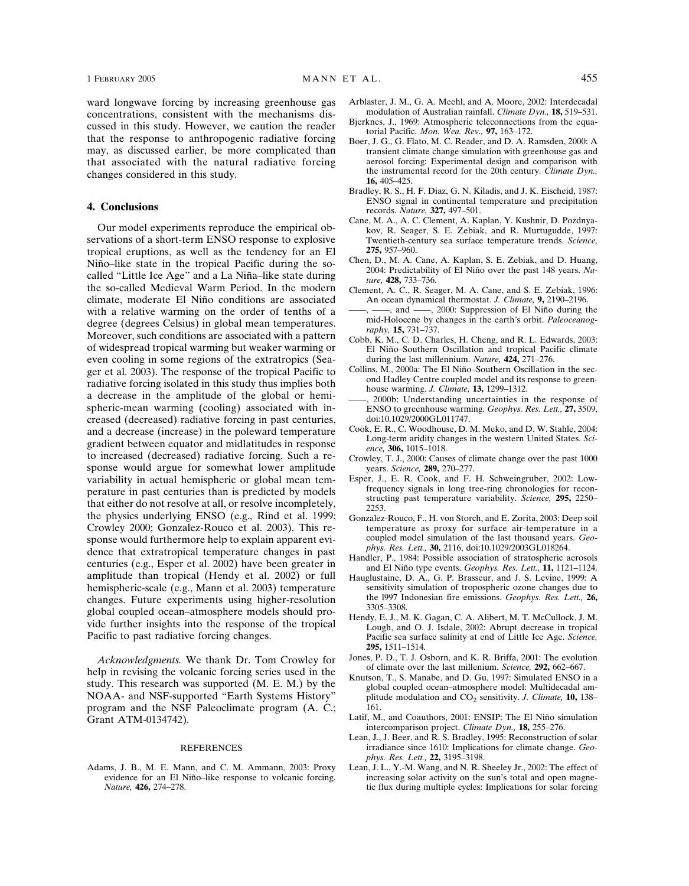ward longwave forcing by increasing greenhouse gas concentrations, consistent with the mechanisms discussed in this study. However, we caution the reader that the response to anthropogenic radiative forcing may, as discussed earlier, be more complicated than that associated with the natural radiative forcing changes considered in this study.

## 4. Conclusions

Our model experiments reproduce the empirical observations of a short-term ENSO response to explosive tropical eruptions, as well as the tendency for an El Niño–like state in the tropical Pacific during the so-called "Little Ice Age" and a La Niña–like state during the so-called Medieval Warm Period. In the modern climate, moderate El Niño conditions are associated with a relative warming on the order of tenths of a degree (degrees Celsius) in global mean temperatures. Moreover, such conditions are associated with a pattern of widespread tropical warming but weaker warming or even cooling in some regions of the extratropics (Seager et al. 2003). The response of the tropical Pacific to radiative forcing isolated in this study thus implies both a decrease in the amplitude of the global or hemispheric-mean warming (cooling) associated with increased (decreased) radiative forcing in past centuries, and a decrease (increase) in the poleward temperature gradient between equator and midlatitudes in response to increased (decreased) radiative forcing. Such a response would argue for somewhat lower amplitude variability in actual hemispheric or global mean temperature in past centuries than is predicted by models that either do not resolve at all, or resolve incompletely, the physics underlying ENSO (e.g., Rind et al. 1999; Crowley 2000; Gonzalez-Rouco et al. 2003). This response would furthermore help to explain apparent evidence that extratropical temperature changes in past centuries (e.g., Esper et al. 2002) have been greater in amplitude than tropical (Hendy et al. 2002) or full hemispheric-scale (e.g., Mann et al. 2003) temperature changes. Future experiments using higher-resolution global coupled ocean–atmosphere models should provide further insights into the response of the tropical Pacific to past radiative forcing changes.

*Acknowledgments.* We thank Dr. Tom Crowley for help in revising the volcanic forcing series used in the study. This research was supported (M. E. M.) by the NOAA- and NSF-supported "Earth Systems History" program and the NSF Paleoclimate program (A. C.; Grant ATM-0134742).

### REFERENCES

Adams, J. B., M. E. Mann, and C. M. Ammann, 2003: Proxy evidence for an El Niño–like response to volcanic forcing. *Nature,* **426,** 274–278.

Arblaster, J. M., G. A. Meehl, and A. Moore, 2002: Interdecadal modulation of Australian rainfall. *Climate Dyn.,* **18,** 519–531.

Bjerknes, J., 1969: Atmospheric teleconnections from the equatorial Pacific. *Mon. Wea. Rev.,* **97,** 163–172.

Boer, J. G., G. Flato, M. C. Reader, and D. A. Ramsden, 2000: A transient climate change simulation with greenhouse gas and aerosol forcing: Experimental design and comparison with the instrumental record for the 20th century. *Climate Dyn.,* **16,** 405–425.

Bradley, R. S., H. F. Diaz, G. N. Kiladis, and J. K. Eischeid, 1987: ENSO signal in continental temperature and precipitation records. *Nature,* **327,** 497–501.

Cane, M. A., A. C. Clement, A. Kaplan, Y. Kushnir, D. Pozdnyakov, R. Seager, S. E. Zebiak, and R. Murtugudde, 1997: Twentieth-century sea surface temperature trends. *Science,* **275,** 957–960.

Chen, D., M. A. Cane, A. Kaplan, S. E. Zebiak, and D. Huang, 2004: Predictability of El Niño over the past 148 years. *Nature,* **428,** 733–736.

Clement, A. C., R. Seager, M. A. Cane, and S. E. Zebiak, 1996: An ocean dynamical thermostat. *J. Climate,* **9,** 2190–2196.

——, ——, and ——, 2000: Suppression of El Niño during the mid-Holocene by changes in the earth's orbit. *Paleoceanography,* **15,** 731–737.

Cobb, K. M., C. D. Charles, H. Cheng, and R. L. Edwards, 2003: El Niño–Southern Oscillation and tropical Pacific climate during the last millennium. *Nature,* **424,** 271–276.

Collins, M., 2000a: The El Niño–Southern Oscillation in the second Hadley Centre coupled model and its response to greenhouse warming. *J. Climate,* **13,** 1299–1312.

——, 2000b: Understanding uncertainties in the response of ENSO to greenhouse warming. *Geophys. Res. Lett.,* **27,** 3509, doi:10.1029/2000GL011747.

Cook, E. R., C. Woodhouse, D. M. Meko, and D. W. Stahle, 2004: Long-term aridity changes in the western United States. *Science,* **306,** 1015–1018.

Crowley, T. J., 2000: Causes of climate change over the past 1000 years. *Science,* **289,** 270–277.

Esper, J., E. R. Cook, and F. H. Schweingruber, 2002: Low-frequency signals in long tree-ring chronologies for reconstructing past temperature variability. *Science,* **295,** 2250–2253.

Gonzalez-Rouco, F., H. von Storch, and E. Zorita, 2003: Deep soil temperature as proxy for surface air-temperature in a coupled model simulation of the last thousand years. *Geophys. Res. Lett.,* **30,** 2116, doi:10.1029/2003GL018264.

Handler, P., 1984: Possible association of stratospheric aerosols and El Niño type events. *Geophys. Res. Lett.,* **11,** 1121–1124.

Hauglustaine, D. A., G. P. Brasseur, and J. S. Levine, 1999: A sensitivity simulation of tropospheric ozone changes due to the l997 Indonesian fire emissions. *Geophys. Res. Lett.,* **26,** 3305–3308.

Hendy, E. J., M. K. Gagan, C. A. Alibert, M. T. McCullock, J. M. Lough, and O. J. Isdale, 2002: Abrupt decrease in tropical Pacific sea surface salinity at end of Little Ice Age. *Science,* **295,** 1511–1514.

Jones, P. D., T. J. Osborn, and K. R. Briffa, 2001: The evolution of climate over the last millenium. *Science,* **292,** 662–667.

Knutson, T., S. Manabe, and D. Gu, 1997: Simulated ENSO in a global coupled ocean–atmosphere model: Multidecadal amplitude modulation and $CO_2$ sensitivity. *J. Climate,* **10,** 138–161.

Latif, M., and Coauthors, 2001: ENSIP: The El Niño simulation intercomparison project. *Climate Dyn.,* **18,** 255–276.

Lean, J., J. Beer, and R. S. Bradley, 1995: Reconstruction of solar irradiance since 1610: Implications for climate change. *Geophys. Res. Lett.,* **22,** 3195–3198.

Lean, J. L., Y.-M. Wang, and N. R. Sheeley Jr., 2002: The effect of increasing solar activity on the sun's total and open magnetic flux during multiple cycles: Implications for solar forcing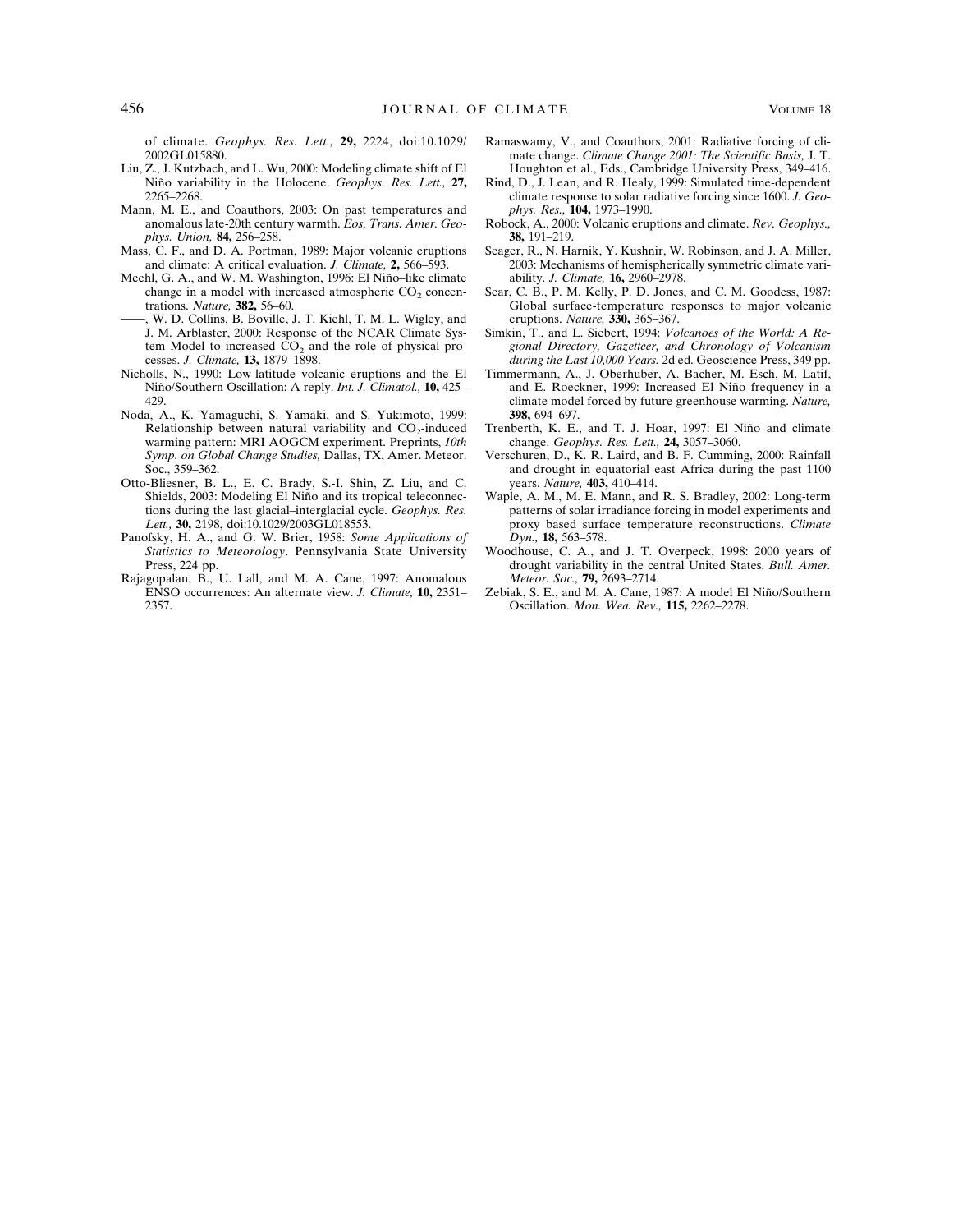of climate. *Geophys. Res. Lett.,* **29,** 2224, doi:10.1029/2002GL015880.

Liu, Z., J. Kutzbach, and L. Wu, 2000: Modeling climate shift of El Niño variability in the Holocene. *Geophys. Res. Lett.,* **27,** 2265–2268.

Mann, M. E., and Coauthors, 2003: On past temperatures and anomalous late-20th century warmth. *Eos, Trans. Amer. Geophys. Union,* **84,** 256–258.

Mass, C. F., and D. A. Portman, 1989: Major volcanic eruptions and climate: A critical evaluation. *J. Climate,* **2,** 566–593.

Meehl, G. A., and W. M. Washington, 1996: El Niño–like climate change in a model with increased atmospheric $CO_2$ concentrations. *Nature,* **382,** 56–60.

——, W. D. Collins, B. Boville, J. T. Kiehl, T. M. L. Wigley, and J. M. Arblaster, 2000: Response of the NCAR Climate System Model to increased $CO_2$ and the role of physical processes. *J. Climate,* **13,** 1879–1898.

Nicholls, N., 1990: Low-latitude volcanic eruptions and the El Niño/Southern Oscillation: A reply. *Int. J. Climatol.,* **10,** 425–429.

Noda, A., K. Yamaguchi, S. Yamaki, and S. Yukimoto, 1999: Relationship between natural variability and $CO_2$-induced warming pattern: MRI AOGCM experiment. Preprints, *10th Symp. on Global Change Studies,* Dallas, TX, Amer. Meteor. Soc., 359–362.

Otto-Bliesner, B. L., E. C. Brady, S.-I. Shin, Z. Liu, and C. Shields, 2003: Modeling El Niño and its tropical teleconnections during the last glacial–interglacial cycle. *Geophys. Res. Lett.,* **30,** 2198, doi:10.1029/2003GL018553.

Panofsky, H. A., and G. W. Brier, 1958: *Some Applications of Statistics to Meteorology*. Pennsylvania State University Press, 224 pp.

Rajagopalan, B., U. Lall, and M. A. Cane, 1997: Anomalous ENSO occurrences: An alternate view. *J. Climate,* **10,** 2351–2357.

Ramaswamy, V., and Coauthors, 2001: Radiative forcing of climate change. *Climate Change 2001: The Scientific Basis,* J. T. Houghton et al., Eds., Cambridge University Press, 349–416.

Rind, D., J. Lean, and R. Healy, 1999: Simulated time-dependent climate response to solar radiative forcing since 1600. *J. Geophys. Res.,* **104,** 1973–1990.

Robock, A., 2000: Volcanic eruptions and climate. *Rev. Geophys.,* **38,** 191–219.

Seager, R., N. Harnik, Y. Kushnir, W. Robinson, and J. A. Miller, 2003: Mechanisms of hemispherically symmetric climate variability. *J. Climate,* **16,** 2960–2978.

Sear, C. B., P. M. Kelly, P. D. Jones, and C. M. Goodess, 1987: Global surface-temperature responses to major volcanic eruptions. *Nature,* **330,** 365–367.

Simkin, T., and L. Siebert, 1994: *Volcanoes of the World: A Regional Directory, Gazetteer, and Chronology of Volcanism during the Last 10,000 Years.* 2d ed. Geoscience Press, 349 pp.

Timmermann, A., J. Oberhuber, A. Bacher, M. Esch, M. Latif, and E. Roeckner, 1999: Increased El Niño frequency in a climate model forced by future greenhouse warming. *Nature,* **398,** 694–697.

Trenberth, K. E., and T. J. Hoar, 1997: El Niño and climate change. *Geophys. Res. Lett.,* **24,** 3057–3060.

Verschuren, D., K. R. Laird, and B. F. Cumming, 2000: Rainfall and drought in equatorial east Africa during the past 1100 years. *Nature,* **403,** 410–414.

Waple, A. M., M. E. Mann, and R. S. Bradley, 2002: Long-term patterns of solar irradiance forcing in model experiments and proxy based surface temperature reconstructions. *Climate Dyn.,* **18,** 563–578.

Woodhouse, C. A., and J. T. Overpeck, 1998: 2000 years of drought variability in the central United States. *Bull. Amer. Meteor. Soc.,* **79,** 2693–2714.

Zebiak, S. E., and M. A. Cane, 1987: A model El Niño/Southern Oscillation. *Mon. Wea. Rev.,* **115,** 2262–2278.